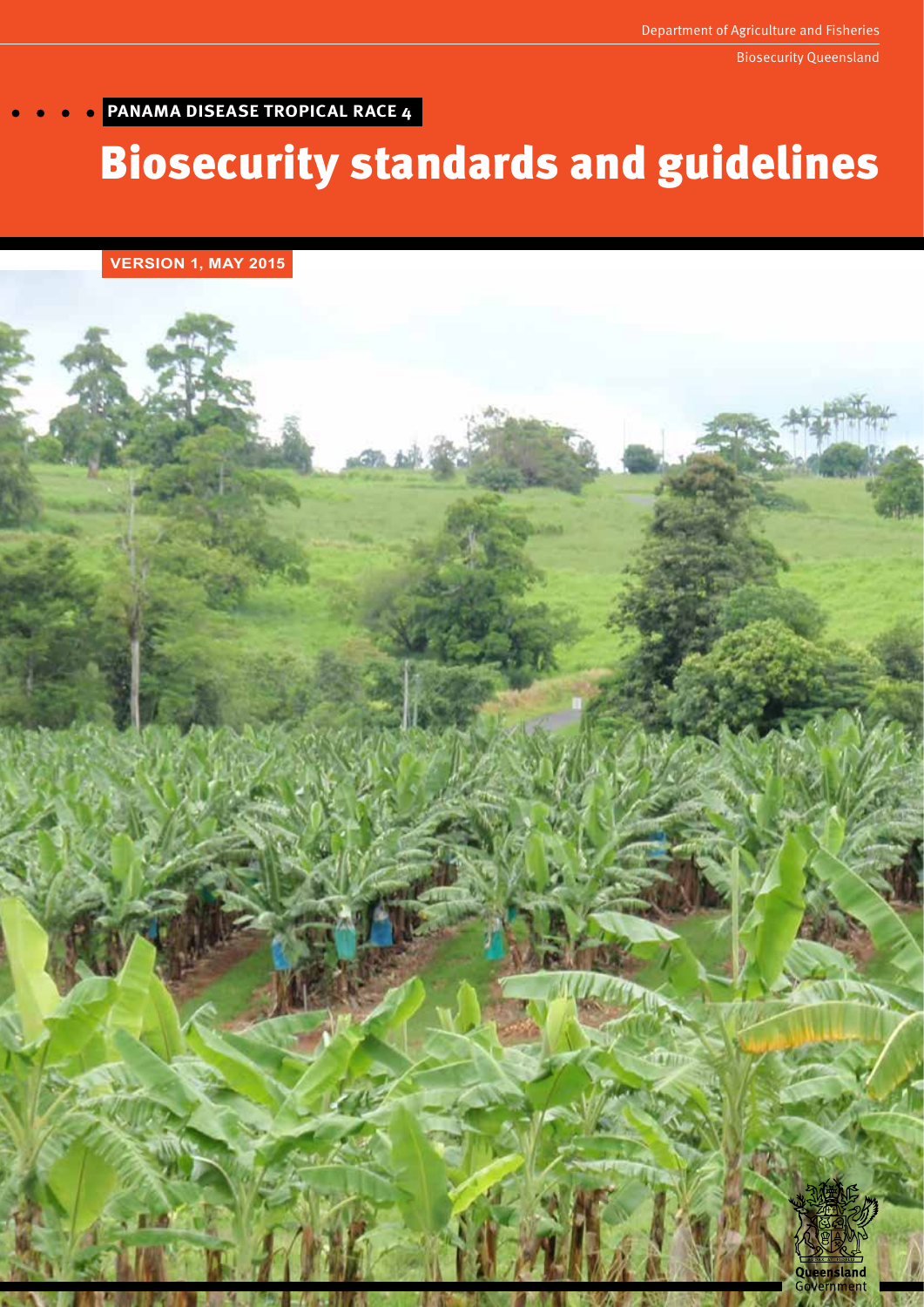Department of Agriculture and Fisheries

Biosecurity Queensland

**PANAMA DISEASE TROPICAL RACE 4**

# Biosecurity standards and guidelines

**VERSION 1, MAY 2015**

Queensland Government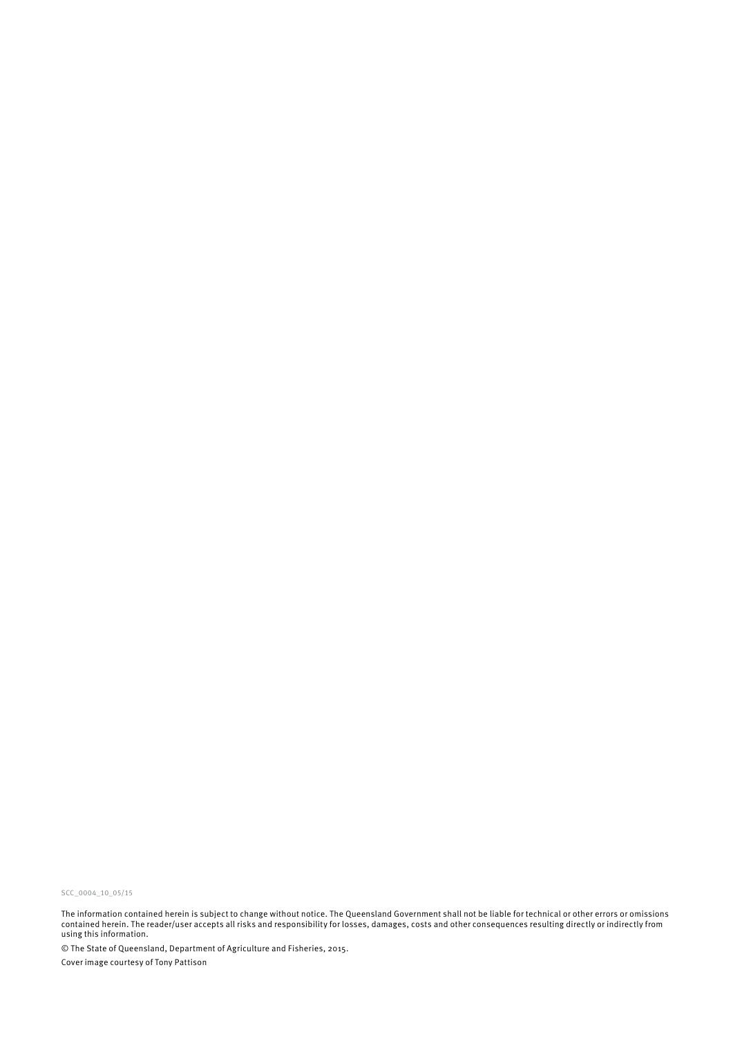SCC_0004_10_05/15

The information contained herein is subject to change without notice. The Queensland Government shall not be liable for technical or other errors or omissions contained herein. The reader/user accepts all risks and responsibility for losses, damages, costs and other consequences resulting directly or indirectly from using this information.

© The State of Queensland, Department of Agriculture and Fisheries, 2015.

Cover image courtesy of Tony Pattison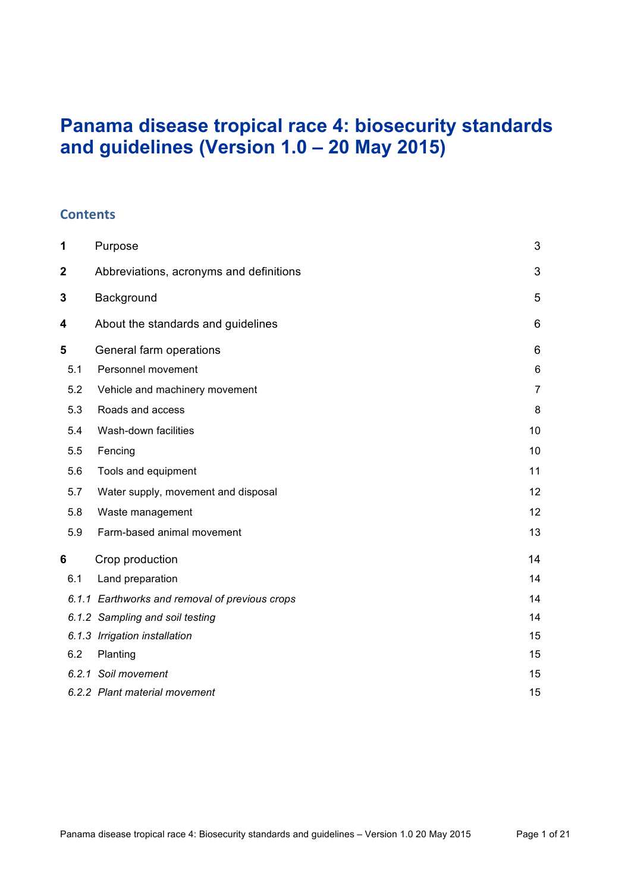# Panama disease tropical race 4: biosecurity standards and guidelines (Version 1.0 – 20 May 2015)

## Contents

| | | |
|---|---|---|
| **1** | Purpose | 3 |
| **2** | Abbreviations, acronyms and definitions | 3 |
| **3** | Background | 5 |
| **4** | About the standards and guidelines | 6 |
| **5** | General farm operations | 6 |
| 5.1 | Personnel movement | 6 |
| 5.2 | Vehicle and machinery movement | 7 |
| 5.3 | Roads and access | 8 |
| 5.4 | Wash-down facilities | 10 |
| 5.5 | Fencing | 10 |
| 5.6 | Tools and equipment | 11 |
| 5.7 | Water supply, movement and disposal | 12 |
| 5.8 | Waste management | 12 |
| 5.9 | Farm-based animal movement | 13 |
| **6** | Crop production | 14 |
| 6.1 | Land preparation | 14 |
| *6.1.1* | *Earthworks and removal of previous crops* | 14 |
| *6.1.2* | *Sampling and soil testing* | 14 |
| *6.1.3* | *Irrigation installation* | 15 |
| 6.2 | Planting | 15 |
| *6.2.1* | *Soil movement* | 15 |
| *6.2.2* | *Plant material movement* | 15 |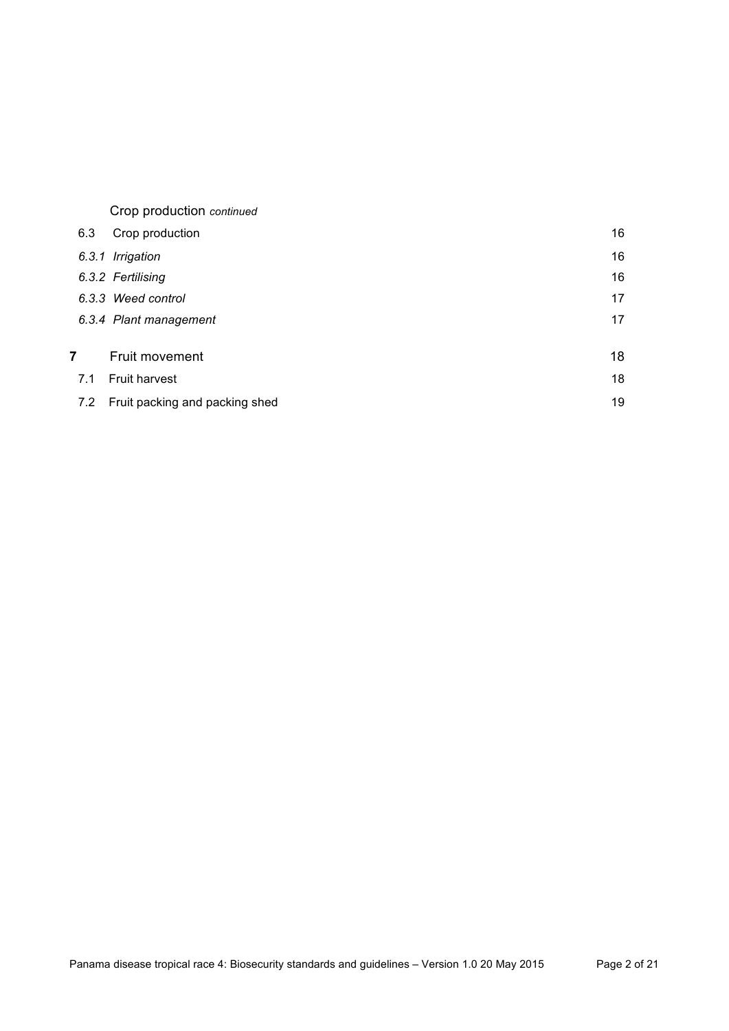Crop production *continued*

| | | |
|---|---|---|
| 6.3 | Crop production | 16 |
| *6.3.1* | *Irrigation* | 16 |
| *6.3.2* | *Fertilising* | 16 |
| *6.3.3* | *Weed control* | 17 |
| *6.3.4* | *Plant management* | 17 |
| **7** | Fruit movement | 18 |
| 7.1 | Fruit harvest | 18 |
| 7.2 | Fruit packing and packing shed | 19 |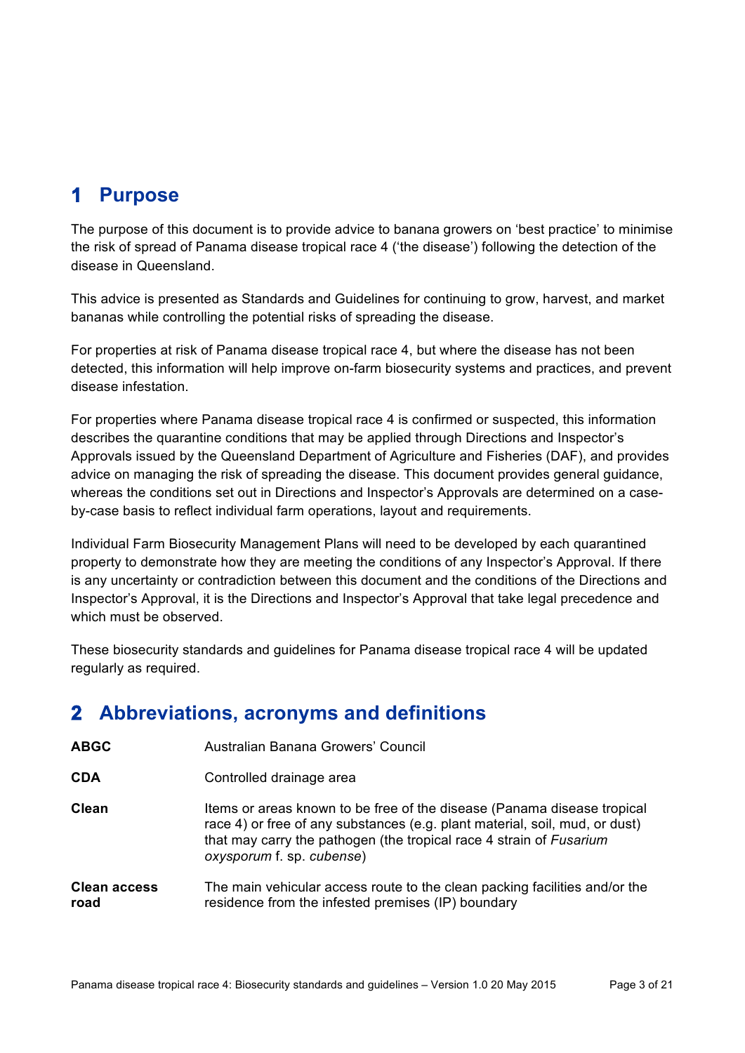# 1 Purpose

The purpose of this document is to provide advice to banana growers on 'best practice' to minimise the risk of spread of Panama disease tropical race 4 ('the disease') following the detection of the disease in Queensland.

This advice is presented as Standards and Guidelines for continuing to grow, harvest, and market bananas while controlling the potential risks of spreading the disease.

For properties at risk of Panama disease tropical race 4, but where the disease has not been detected, this information will help improve on-farm biosecurity systems and practices, and prevent disease infestation.

For properties where Panama disease tropical race 4 is confirmed or suspected, this information describes the quarantine conditions that may be applied through Directions and Inspector's Approvals issued by the Queensland Department of Agriculture and Fisheries (DAF), and provides advice on managing the risk of spreading the disease. This document provides general guidance, whereas the conditions set out in Directions and Inspector's Approvals are determined on a case-by-case basis to reflect individual farm operations, layout and requirements.

Individual Farm Biosecurity Management Plans will need to be developed by each quarantined property to demonstrate how they are meeting the conditions of any Inspector's Approval. If there is any uncertainty or contradiction between this document and the conditions of the Directions and Inspector's Approval, it is the Directions and Inspector's Approval that take legal precedence and which must be observed.

These biosecurity standards and guidelines for Panama disease tropical race 4 will be updated regularly as required.

# 2 Abbreviations, acronyms and definitions

| | |
|---|---|
| **ABGC** | Australian Banana Growers' Council |
| **CDA** | Controlled drainage area |
| **Clean** | Items or areas known to be free of the disease (Panama disease tropical race 4) or free of any substances (e.g. plant material, soil, mud, or dust) that may carry the pathogen (the tropical race 4 strain of *Fusarium oxysporum* f. sp. *cubense*) |
| **Clean access road** | The main vehicular access route to the clean packing facilities and/or the residence from the infested premises (IP) boundary |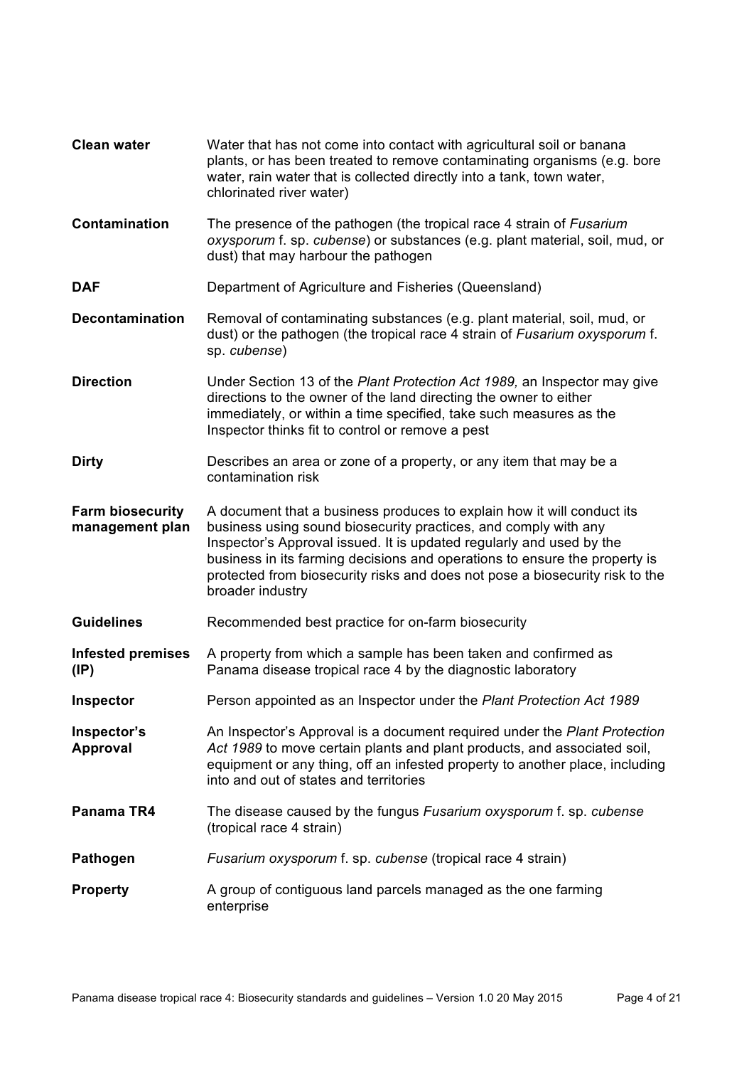| | |
|---|---|
| **Clean water** | Water that has not come into contact with agricultural soil or banana plants, or has been treated to remove contaminating organisms (e.g. bore water, rain water that is collected directly into a tank, town water, chlorinated river water) |
| **Contamination** | The presence of the pathogen (the tropical race 4 strain of *Fusarium oxysporum* f. sp. *cubense*) or substances (e.g. plant material, soil, mud, or dust) that may harbour the pathogen |
| **DAF** | Department of Agriculture and Fisheries (Queensland) |
| **Decontamination** | Removal of contaminating substances (e.g. plant material, soil, mud, or dust) or the pathogen (the tropical race 4 strain of *Fusarium oxysporum* f. sp. *cubense*) |
| **Direction** | Under Section 13 of the *Plant Protection Act 1989,* an Inspector may give directions to the owner of the land directing the owner to either immediately, or within a time specified, take such measures as the Inspector thinks fit to control or remove a pest |
| **Dirty** | Describes an area or zone of a property, or any item that may be a contamination risk |
| **Farm biosecurity management plan** | A document that a business produces to explain how it will conduct its business using sound biosecurity practices, and comply with any Inspector's Approval issued. It is updated regularly and used by the business in its farming decisions and operations to ensure the property is protected from biosecurity risks and does not pose a biosecurity risk to the broader industry |
| **Guidelines** | Recommended best practice for on-farm biosecurity |
| **Infested premises (IP)** | A property from which a sample has been taken and confirmed as Panama disease tropical race 4 by the diagnostic laboratory |
| **Inspector** | Person appointed as an Inspector under the *Plant Protection Act 1989* |
| **Inspector's Approval** | An Inspector's Approval is a document required under the *Plant Protection Act 1989* to move certain plants and plant products, and associated soil, equipment or any thing, off an infested property to another place, including into and out of states and territories |
| **Panama TR4** | The disease caused by the fungus *Fusarium oxysporum* f. sp. *cubense* (tropical race 4 strain) |
| **Pathogen** | *Fusarium oxysporum* f. sp. *cubense* (tropical race 4 strain) |
| **Property** | A group of contiguous land parcels managed as the one farming enterprise |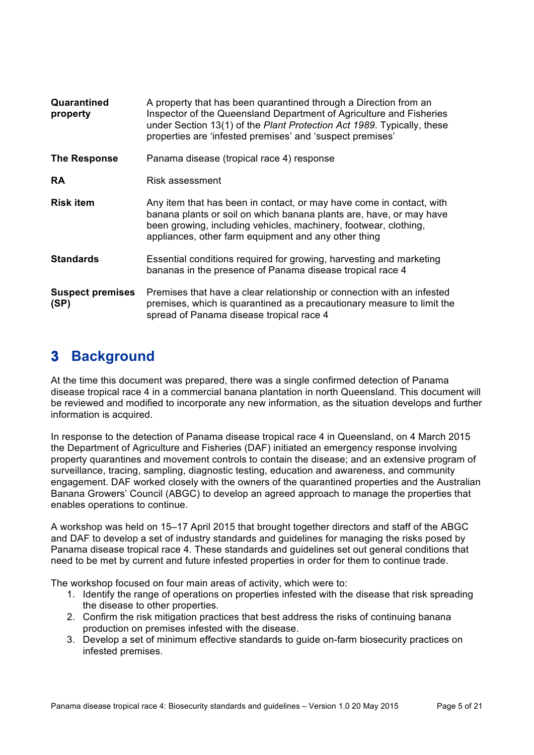| | |
|---|---|
| **Quarantined property** | A property that has been quarantined through a Direction from an Inspector of the Queensland Department of Agriculture and Fisheries under Section 13(1) of the *Plant Protection Act 1989*. Typically, these properties are 'infested premises' and 'suspect premises' |
| **The Response** | Panama disease (tropical race 4) response |
| **RA** | Risk assessment |
| **Risk item** | Any item that has been in contact, or may have come in contact, with banana plants or soil on which banana plants are, have, or may have been growing, including vehicles, machinery, footwear, clothing, appliances, other farm equipment and any other thing |
| **Standards** | Essential conditions required for growing, harvesting and marketing bananas in the presence of Panama disease tropical race 4 |
| **Suspect premises (SP)** | Premises that have a clear relationship or connection with an infested premises, which is quarantined as a precautionary measure to limit the spread of Panama disease tropical race 4 |

# 3 Background

At the time this document was prepared, there was a single confirmed detection of Panama disease tropical race 4 in a commercial banana plantation in north Queensland. This document will be reviewed and modified to incorporate any new information, as the situation develops and further information is acquired.

In response to the detection of Panama disease tropical race 4 in Queensland, on 4 March 2015 the Department of Agriculture and Fisheries (DAF) initiated an emergency response involving property quarantines and movement controls to contain the disease; and an extensive program of surveillance, tracing, sampling, diagnostic testing, education and awareness, and community engagement. DAF worked closely with the owners of the quarantined properties and the Australian Banana Growers' Council (ABGC) to develop an agreed approach to manage the properties that enables operations to continue.

A workshop was held on 15–17 April 2015 that brought together directors and staff of the ABGC and DAF to develop a set of industry standards and guidelines for managing the risks posed by Panama disease tropical race 4. These standards and guidelines set out general conditions that need to be met by current and future infested properties in order for them to continue trade.

The workshop focused on four main areas of activity, which were to:

1. Identify the range of operations on properties infested with the disease that risk spreading the disease to other properties.
2. Confirm the risk mitigation practices that best address the risks of continuing banana production on premises infested with the disease.
3. Develop a set of minimum effective standards to guide on-farm biosecurity practices on infested premises.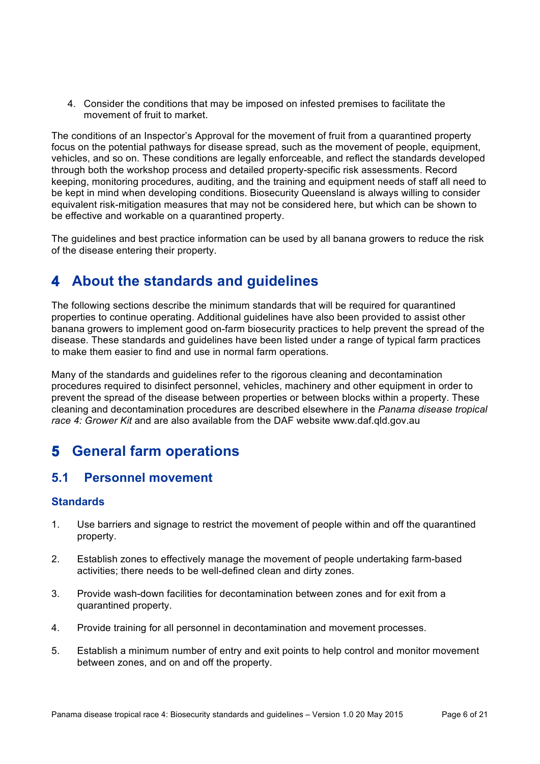4. Consider the conditions that may be imposed on infested premises to facilitate the movement of fruit to market.

The conditions of an Inspector's Approval for the movement of fruit from a quarantined property focus on the potential pathways for disease spread, such as the movement of people, equipment, vehicles, and so on. These conditions are legally enforceable, and reflect the standards developed through both the workshop process and detailed property-specific risk assessments. Record keeping, monitoring procedures, auditing, and the training and equipment needs of staff all need to be kept in mind when developing conditions. Biosecurity Queensland is always willing to consider equivalent risk-mitigation measures that may not be considered here, but which can be shown to be effective and workable on a quarantined property.

The guidelines and best practice information can be used by all banana growers to reduce the risk of the disease entering their property.

# 4 About the standards and guidelines

The following sections describe the minimum standards that will be required for quarantined properties to continue operating. Additional guidelines have also been provided to assist other banana growers to implement good on-farm biosecurity practices to help prevent the spread of the disease. These standards and guidelines have been listed under a range of typical farm practices to make them easier to find and use in normal farm operations.

Many of the standards and guidelines refer to the rigorous cleaning and decontamination procedures required to disinfect personnel, vehicles, machinery and other equipment in order to prevent the spread of the disease between properties or between blocks within a property. These cleaning and decontamination procedures are described elsewhere in the *Panama disease tropical race 4: Grower Kit* and are also available from the DAF website www.daf.qld.gov.au

# 5 General farm operations

## 5.1 Personnel movement

### Standards

1. Use barriers and signage to restrict the movement of people within and off the quarantined property.

2. Establish zones to effectively manage the movement of people undertaking farm-based activities; there needs to be well-defined clean and dirty zones.

3. Provide wash-down facilities for decontamination between zones and for exit from a quarantined property.

4. Provide training for all personnel in decontamination and movement processes.

5. Establish a minimum number of entry and exit points to help control and monitor movement between zones, and on and off the property.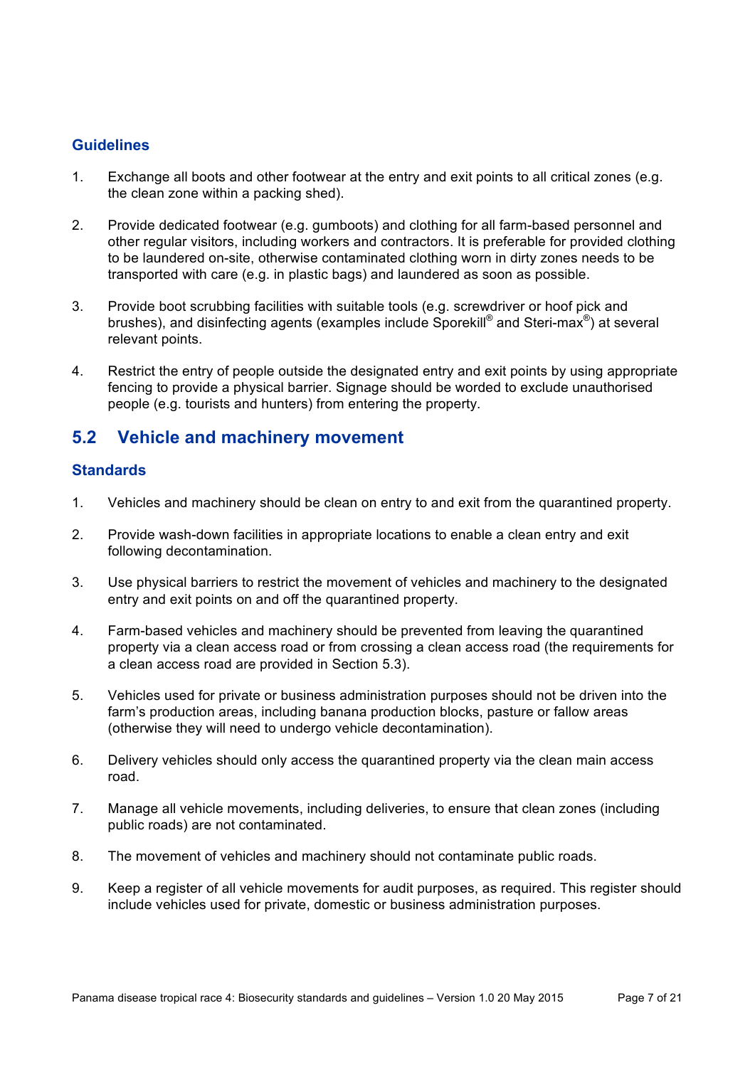### Guidelines

1. Exchange all boots and other footwear at the entry and exit points to all critical zones (e.g. the clean zone within a packing shed).

2. Provide dedicated footwear (e.g. gumboots) and clothing for all farm-based personnel and other regular visitors, including workers and contractors. It is preferable for provided clothing to be laundered on-site, otherwise contaminated clothing worn in dirty zones needs to be transported with care (e.g. in plastic bags) and laundered as soon as possible.

3. Provide boot scrubbing facilities with suitable tools (e.g. screwdriver or hoof pick and brushes), and disinfecting agents (examples include Sporekill® and Steri-max®) at several relevant points.

4. Restrict the entry of people outside the designated entry and exit points by using appropriate fencing to provide a physical barrier. Signage should be worded to exclude unauthorised people (e.g. tourists and hunters) from entering the property.

## 5.2 Vehicle and machinery movement

### Standards

1. Vehicles and machinery should be clean on entry to and exit from the quarantined property.

2. Provide wash-down facilities in appropriate locations to enable a clean entry and exit following decontamination.

3. Use physical barriers to restrict the movement of vehicles and machinery to the designated entry and exit points on and off the quarantined property.

4. Farm-based vehicles and machinery should be prevented from leaving the quarantined property via a clean access road or from crossing a clean access road (the requirements for a clean access road are provided in Section 5.3).

5. Vehicles used for private or business administration purposes should not be driven into the farm's production areas, including banana production blocks, pasture or fallow areas (otherwise they will need to undergo vehicle decontamination).

6. Delivery vehicles should only access the quarantined property via the clean main access road.

7. Manage all vehicle movements, including deliveries, to ensure that clean zones (including public roads) are not contaminated.

8. The movement of vehicles and machinery should not contaminate public roads.

9. Keep a register of all vehicle movements for audit purposes, as required. This register should include vehicles used for private, domestic or business administration purposes.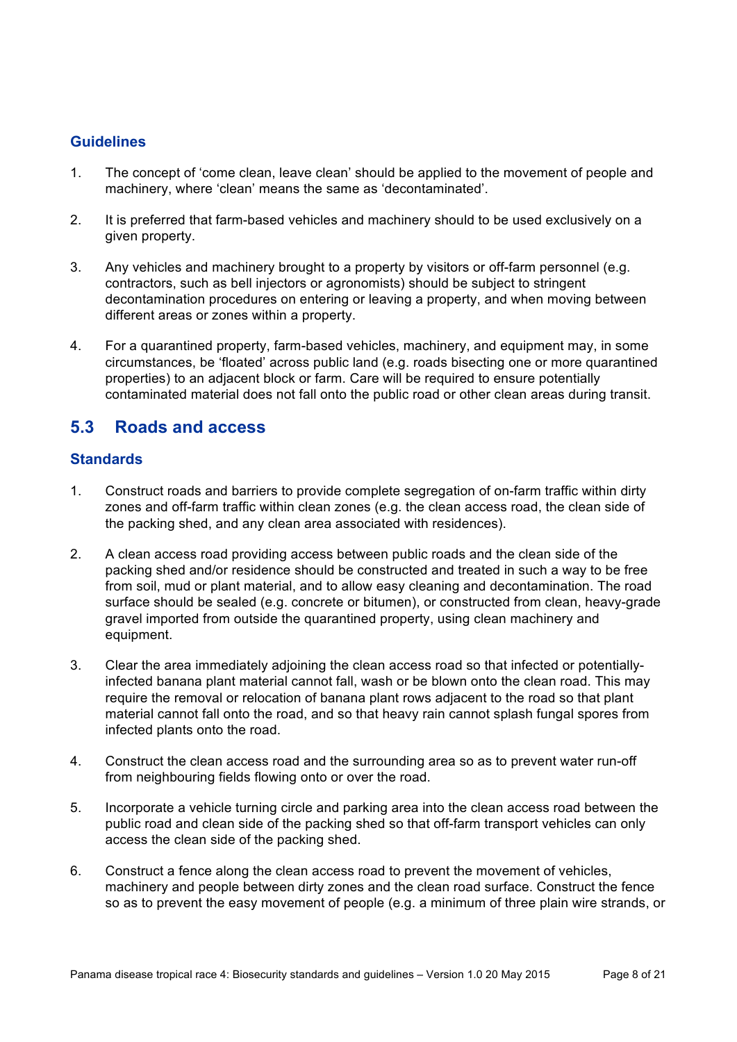### Guidelines

1. The concept of 'come clean, leave clean' should be applied to the movement of people and machinery, where 'clean' means the same as 'decontaminated'.

2. It is preferred that farm-based vehicles and machinery should to be used exclusively on a given property.

3. Any vehicles and machinery brought to a property by visitors or off-farm personnel (e.g. contractors, such as bell injectors or agronomists) should be subject to stringent decontamination procedures on entering or leaving a property, and when moving between different areas or zones within a property.

4. For a quarantined property, farm-based vehicles, machinery, and equipment may, in some circumstances, be 'floated' across public land (e.g. roads bisecting one or more quarantined properties) to an adjacent block or farm. Care will be required to ensure potentially contaminated material does not fall onto the public road or other clean areas during transit.

## 5.3 Roads and access

### Standards

1. Construct roads and barriers to provide complete segregation of on-farm traffic within dirty zones and off-farm traffic within clean zones (e.g. the clean access road, the clean side of the packing shed, and any clean area associated with residences).

2. A clean access road providing access between public roads and the clean side of the packing shed and/or residence should be constructed and treated in such a way to be free from soil, mud or plant material, and to allow easy cleaning and decontamination. The road surface should be sealed (e.g. concrete or bitumen), or constructed from clean, heavy-grade gravel imported from outside the quarantined property, using clean machinery and equipment.

3. Clear the area immediately adjoining the clean access road so that infected or potentially-infected banana plant material cannot fall, wash or be blown onto the clean road. This may require the removal or relocation of banana plant rows adjacent to the road so that plant material cannot fall onto the road, and so that heavy rain cannot splash fungal spores from infected plants onto the road.

4. Construct the clean access road and the surrounding area so as to prevent water run-off from neighbouring fields flowing onto or over the road.

5. Incorporate a vehicle turning circle and parking area into the clean access road between the public road and clean side of the packing shed so that off-farm transport vehicles can only access the clean side of the packing shed.

6. Construct a fence along the clean access road to prevent the movement of vehicles, machinery and people between dirty zones and the clean road surface. Construct the fence so as to prevent the easy movement of people (e.g. a minimum of three plain wire strands, or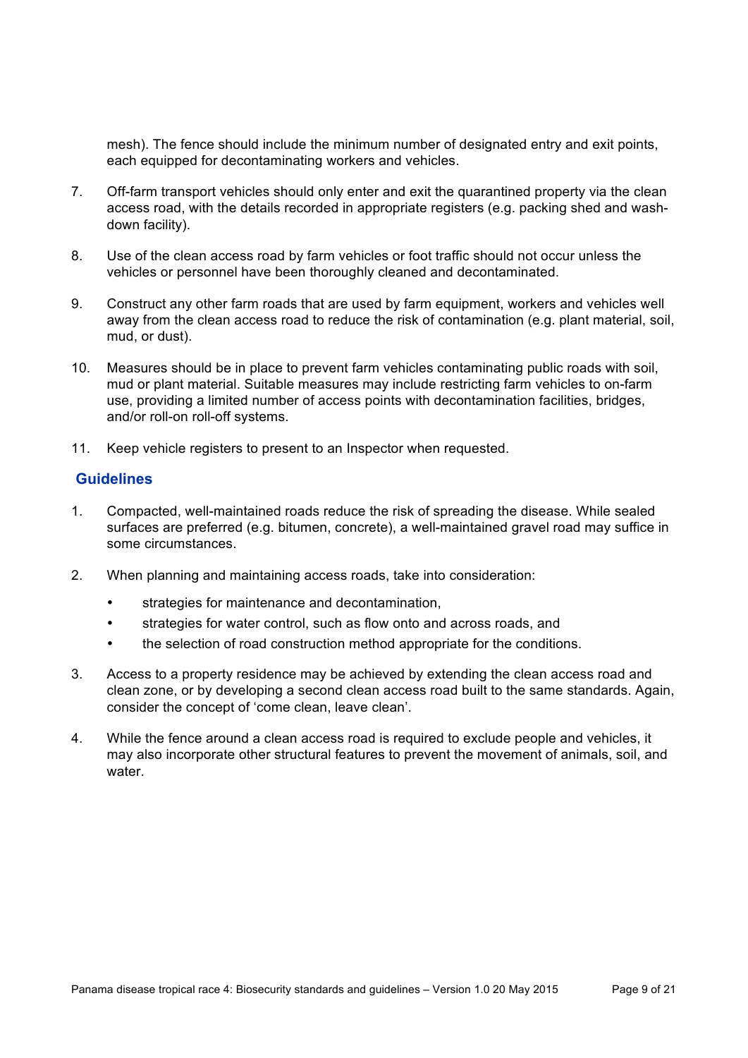mesh). The fence should include the minimum number of designated entry and exit points, each equipped for decontaminating workers and vehicles.

7. Off-farm transport vehicles should only enter and exit the quarantined property via the clean access road, with the details recorded in appropriate registers (e.g. packing shed and wash-down facility).

8. Use of the clean access road by farm vehicles or foot traffic should not occur unless the vehicles or personnel have been thoroughly cleaned and decontaminated.

9. Construct any other farm roads that are used by farm equipment, workers and vehicles well away from the clean access road to reduce the risk of contamination (e.g. plant material, soil, mud, or dust).

10. Measures should be in place to prevent farm vehicles contaminating public roads with soil, mud or plant material. Suitable measures may include restricting farm vehicles to on-farm use, providing a limited number of access points with decontamination facilities, bridges, and/or roll-on roll-off systems.

11. Keep vehicle registers to present to an Inspector when requested.

## Guidelines

1. Compacted, well-maintained roads reduce the risk of spreading the disease. While sealed surfaces are preferred (e.g. bitumen, concrete), a well-maintained gravel road may suffice in some circumstances.

2. When planning and maintaining access roads, take into consideration:
   - strategies for maintenance and decontamination,
   - strategies for water control, such as flow onto and across roads, and
   - the selection of road construction method appropriate for the conditions.

3. Access to a property residence may be achieved by extending the clean access road and clean zone, or by developing a second clean access road built to the same standards. Again, consider the concept of 'come clean, leave clean'.

4. While the fence around a clean access road is required to exclude people and vehicles, it may also incorporate other structural features to prevent the movement of animals, soil, and water.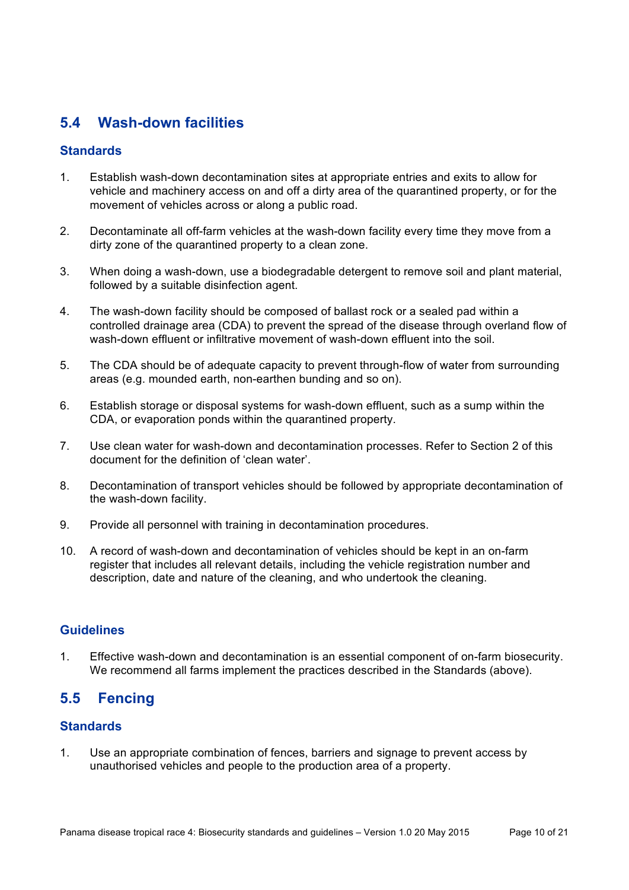## 5.4 Wash-down facilities

### Standards

1. Establish wash-down decontamination sites at appropriate entries and exits to allow for vehicle and machinery access on and off a dirty area of the quarantined property, or for the movement of vehicles across or along a public road.

2. Decontaminate all off-farm vehicles at the wash-down facility every time they move from a dirty zone of the quarantined property to a clean zone.

3. When doing a wash-down, use a biodegradable detergent to remove soil and plant material, followed by a suitable disinfection agent.

4. The wash-down facility should be composed of ballast rock or a sealed pad within a controlled drainage area (CDA) to prevent the spread of the disease through overland flow of wash-down effluent or infiltrative movement of wash-down effluent into the soil.

5. The CDA should be of adequate capacity to prevent through-flow of water from surrounding areas (e.g. mounded earth, non-earthen bunding and so on).

6. Establish storage or disposal systems for wash-down effluent, such as a sump within the CDA, or evaporation ponds within the quarantined property.

7. Use clean water for wash-down and decontamination processes. Refer to Section 2 of this document for the definition of 'clean water'.

8. Decontamination of transport vehicles should be followed by appropriate decontamination of the wash-down facility.

9. Provide all personnel with training in decontamination procedures.

10. A record of wash-down and decontamination of vehicles should be kept in an on-farm register that includes all relevant details, including the vehicle registration number and description, date and nature of the cleaning, and who undertook the cleaning.

### Guidelines

1. Effective wash-down and decontamination is an essential component of on-farm biosecurity. We recommend all farms implement the practices described in the Standards (above).

## 5.5 Fencing

### Standards

1. Use an appropriate combination of fences, barriers and signage to prevent access by unauthorised vehicles and people to the production area of a property.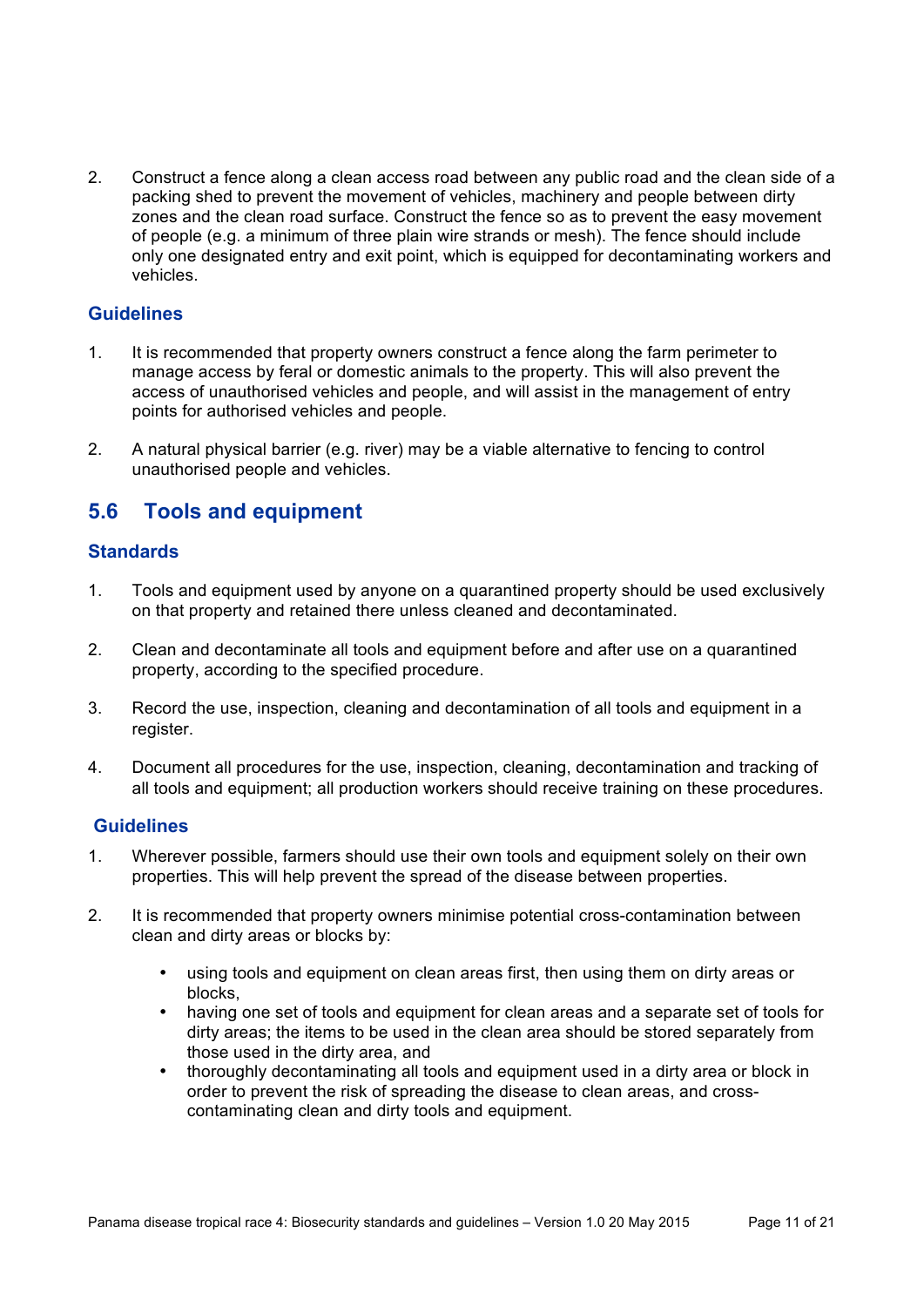2. Construct a fence along a clean access road between any public road and the clean side of a packing shed to prevent the movement of vehicles, machinery and people between dirty zones and the clean road surface. Construct the fence so as to prevent the easy movement of people (e.g. a minimum of three plain wire strands or mesh). The fence should include only one designated entry and exit point, which is equipped for decontaminating workers and vehicles.

### Guidelines

1. It is recommended that property owners construct a fence along the farm perimeter to manage access by feral or domestic animals to the property. This will also prevent the access of unauthorised vehicles and people, and will assist in the management of entry points for authorised vehicles and people.

2. A natural physical barrier (e.g. river) may be a viable alternative to fencing to control unauthorised people and vehicles.

## 5.6 Tools and equipment

### Standards

1. Tools and equipment used by anyone on a quarantined property should be used exclusively on that property and retained there unless cleaned and decontaminated.

2. Clean and decontaminate all tools and equipment before and after use on a quarantined property, according to the specified procedure.

3. Record the use, inspection, cleaning and decontamination of all tools and equipment in a register.

4. Document all procedures for the use, inspection, cleaning, decontamination and tracking of all tools and equipment; all production workers should receive training on these procedures.

### Guidelines

1. Wherever possible, farmers should use their own tools and equipment solely on their own properties. This will help prevent the spread of the disease between properties.

2. It is recommended that property owners minimise potential cross-contamination between clean and dirty areas or blocks by:

   - using tools and equipment on clean areas first, then using them on dirty areas or blocks,
   - having one set of tools and equipment for clean areas and a separate set of tools for dirty areas; the items to be used in the clean area should be stored separately from those used in the dirty area, and
   - thoroughly decontaminating all tools and equipment used in a dirty area or block in order to prevent the risk of spreading the disease to clean areas, and cross-contaminating clean and dirty tools and equipment.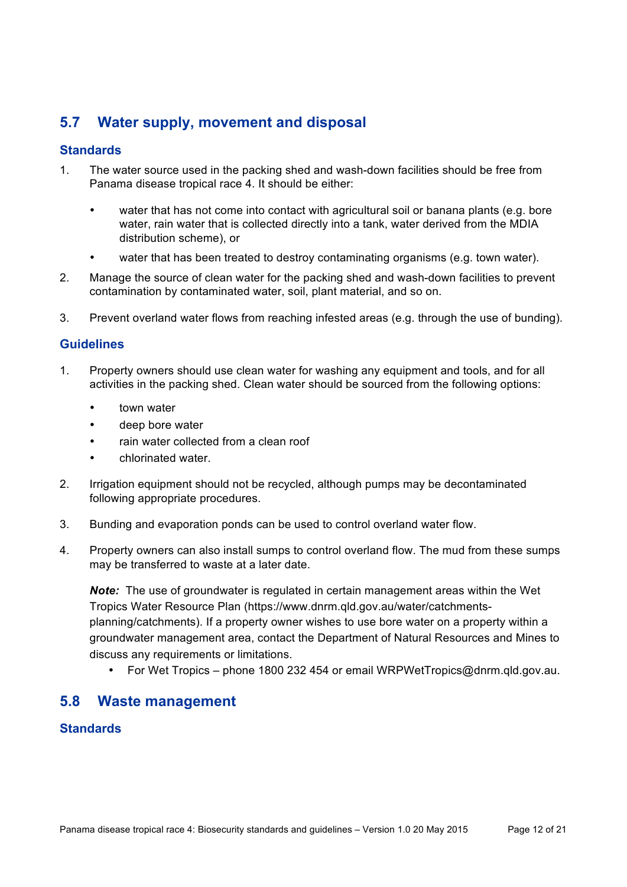## 5.7 Water supply, movement and disposal

### Standards

1. The water source used in the packing shed and wash-down facilities should be free from Panama disease tropical race 4. It should be either:

   - water that has not come into contact with agricultural soil or banana plants (e.g. bore water, rain water that is collected directly into a tank, water derived from the MDIA distribution scheme), or
   - water that has been treated to destroy contaminating organisms (e.g. town water).

2. Manage the source of clean water for the packing shed and wash-down facilities to prevent contamination by contaminated water, soil, plant material, and so on.

3. Prevent overland water flows from reaching infested areas (e.g. through the use of bunding).

### Guidelines

1. Property owners should use clean water for washing any equipment and tools, and for all activities in the packing shed. Clean water should be sourced from the following options:

   - town water
   - deep bore water
   - rain water collected from a clean roof
   - chlorinated water.

2. Irrigation equipment should not be recycled, although pumps may be decontaminated following appropriate procedures.

3. Bunding and evaporation ponds can be used to control overland water flow.

4. Property owners can also install sumps to control overland flow. The mud from these sumps may be transferred to waste at a later date.

   ***Note:*** The use of groundwater is regulated in certain management areas within the Wet Tropics Water Resource Plan (https://www.dnrm.qld.gov.au/water/catchments-planning/catchments). If a property owner wishes to use bore water on a property within a groundwater management area, contact the Department of Natural Resources and Mines to discuss any requirements or limitations.

   - For Wet Tropics – phone 1800 232 454 or email WRPWetTropics@dnrm.qld.gov.au.

## 5.8 Waste management

### Standards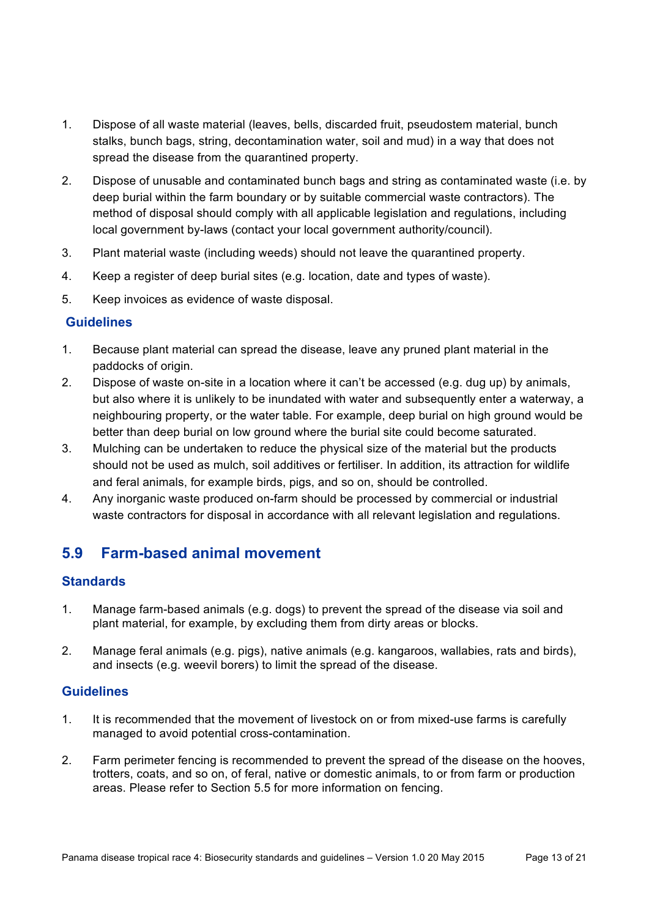1. Dispose of all waste material (leaves, bells, discarded fruit, pseudostem material, bunch stalks, bunch bags, string, decontamination water, soil and mud) in a way that does not spread the disease from the quarantined property.
2. Dispose of unusable and contaminated bunch bags and string as contaminated waste (i.e. by deep burial within the farm boundary or by suitable commercial waste contractors). The method of disposal should comply with all applicable legislation and regulations, including local government by-laws (contact your local government authority/council).
3. Plant material waste (including weeds) should not leave the quarantined property.
4. Keep a register of deep burial sites (e.g. location, date and types of waste).
5. Keep invoices as evidence of waste disposal.

### Guidelines

1. Because plant material can spread the disease, leave any pruned plant material in the paddocks of origin.
2. Dispose of waste on-site in a location where it can't be accessed (e.g. dug up) by animals, but also where it is unlikely to be inundated with water and subsequently enter a waterway, a neighbouring property, or the water table. For example, deep burial on high ground would be better than deep burial on low ground where the burial site could become saturated.
3. Mulching can be undertaken to reduce the physical size of the material but the products should not be used as mulch, soil additives or fertiliser. In addition, its attraction for wildlife and feral animals, for example birds, pigs, and so on, should be controlled.
4. Any inorganic waste produced on-farm should be processed by commercial or industrial waste contractors for disposal in accordance with all relevant legislation and regulations.

## 5.9 Farm-based animal movement

### Standards

1. Manage farm-based animals (e.g. dogs) to prevent the spread of the disease via soil and plant material, for example, by excluding them from dirty areas or blocks.
2. Manage feral animals (e.g. pigs), native animals (e.g. kangaroos, wallabies, rats and birds), and insects (e.g. weevil borers) to limit the spread of the disease.

### Guidelines

1. It is recommended that the movement of livestock on or from mixed-use farms is carefully managed to avoid potential cross-contamination.
2. Farm perimeter fencing is recommended to prevent the spread of the disease on the hooves, trotters, coats, and so on, of feral, native or domestic animals, to or from farm or production areas. Please refer to Section 5.5 for more information on fencing.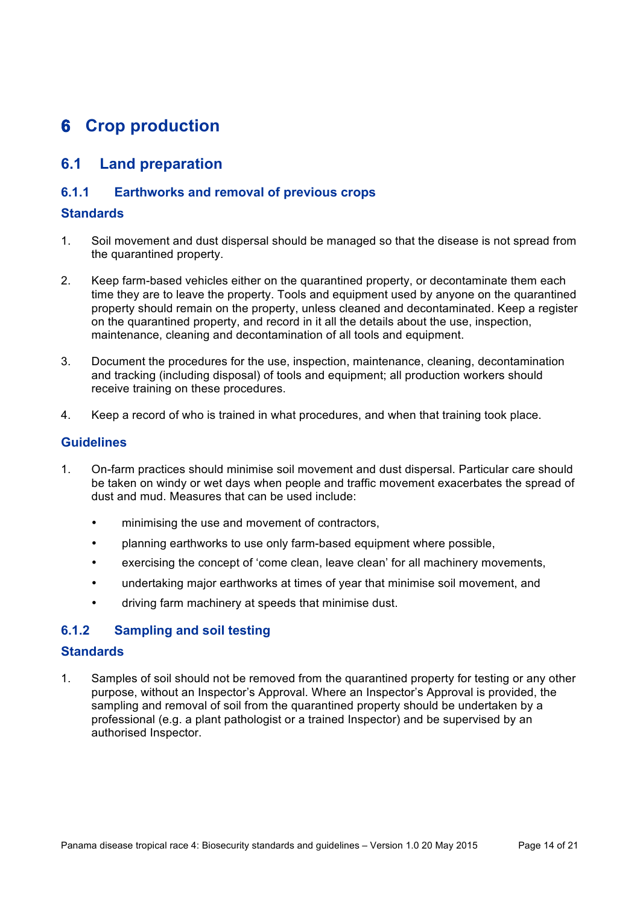# 6 Crop production

## 6.1 Land preparation

### 6.1.1 Earthworks and removal of previous crops

#### Standards

1. Soil movement and dust dispersal should be managed so that the disease is not spread from the quarantined property.

2. Keep farm-based vehicles either on the quarantined property, or decontaminate them each time they are to leave the property. Tools and equipment used by anyone on the quarantined property should remain on the property, unless cleaned and decontaminated. Keep a register on the quarantined property, and record in it all the details about the use, inspection, maintenance, cleaning and decontamination of all tools and equipment.

3. Document the procedures for the use, inspection, maintenance, cleaning, decontamination and tracking (including disposal) of tools and equipment; all production workers should receive training on these procedures.

4. Keep a record of who is trained in what procedures, and when that training took place.

#### Guidelines

1. On-farm practices should minimise soil movement and dust dispersal. Particular care should be taken on windy or wet days when people and traffic movement exacerbates the spread of dust and mud. Measures that can be used include:

   - minimising the use and movement of contractors,
   - planning earthworks to use only farm-based equipment where possible,
   - exercising the concept of 'come clean, leave clean' for all machinery movements,
   - undertaking major earthworks at times of year that minimise soil movement, and
   - driving farm machinery at speeds that minimise dust.

### 6.1.2 Sampling and soil testing

#### Standards

1. Samples of soil should not be removed from the quarantined property for testing or any other purpose, without an Inspector's Approval. Where an Inspector's Approval is provided, the sampling and removal of soil from the quarantined property should be undertaken by a professional (e.g. a plant pathologist or a trained Inspector) and be supervised by an authorised Inspector.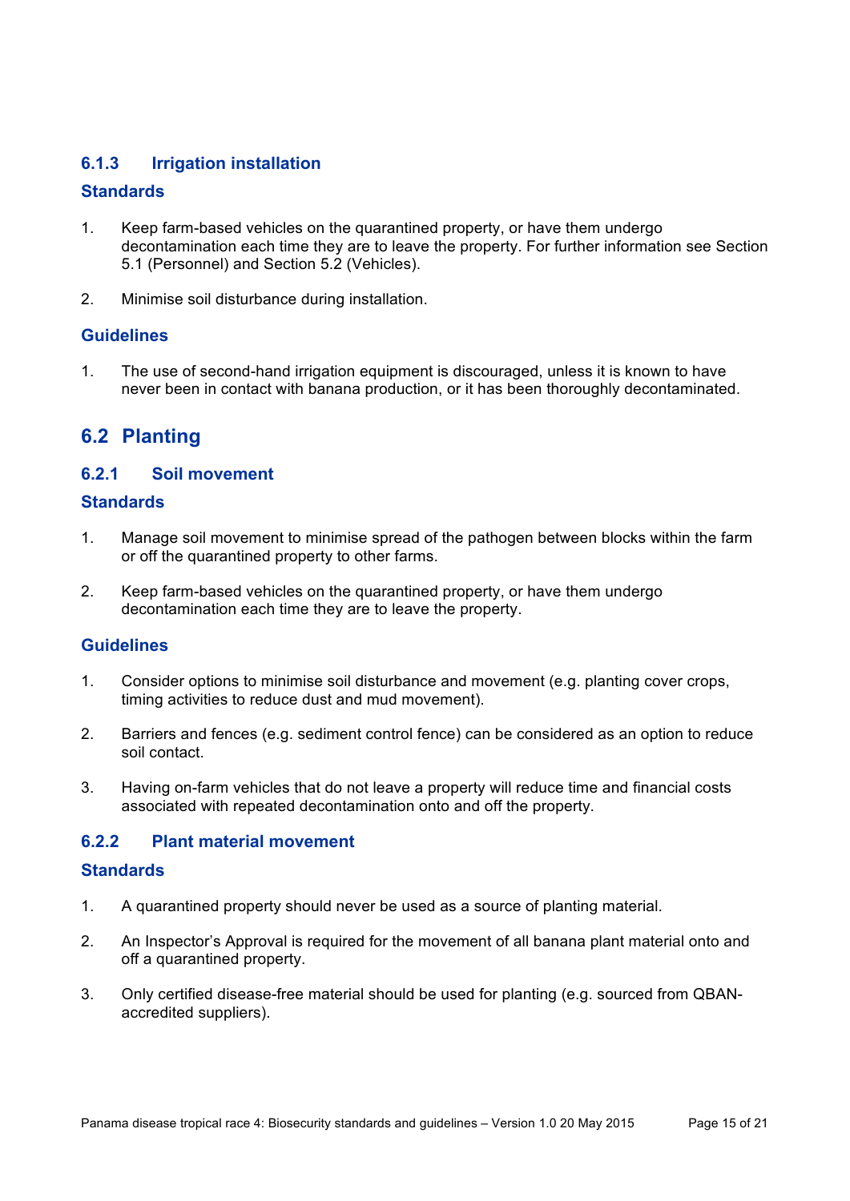### 6.1.3 Irrigation installation

#### Standards

1. Keep farm-based vehicles on the quarantined property, or have them undergo decontamination each time they are to leave the property. For further information see Section 5.1 (Personnel) and Section 5.2 (Vehicles).

2. Minimise soil disturbance during installation.

#### Guidelines

1. The use of second-hand irrigation equipment is discouraged, unless it is known to have never been in contact with banana production, or it has been thoroughly decontaminated.

## 6.2 Planting

### 6.2.1 Soil movement

#### Standards

1. Manage soil movement to minimise spread of the pathogen between blocks within the farm or off the quarantined property to other farms.

2. Keep farm-based vehicles on the quarantined property, or have them undergo decontamination each time they are to leave the property.

#### Guidelines

1. Consider options to minimise soil disturbance and movement (e.g. planting cover crops, timing activities to reduce dust and mud movement).

2. Barriers and fences (e.g. sediment control fence) can be considered as an option to reduce soil contact.

3. Having on-farm vehicles that do not leave a property will reduce time and financial costs associated with repeated decontamination onto and off the property.

### 6.2.2 Plant material movement

#### Standards

1. A quarantined property should never be used as a source of planting material.

2. An Inspector's Approval is required for the movement of all banana plant material onto and off a quarantined property.

3. Only certified disease-free material should be used for planting (e.g. sourced from QBAN-accredited suppliers).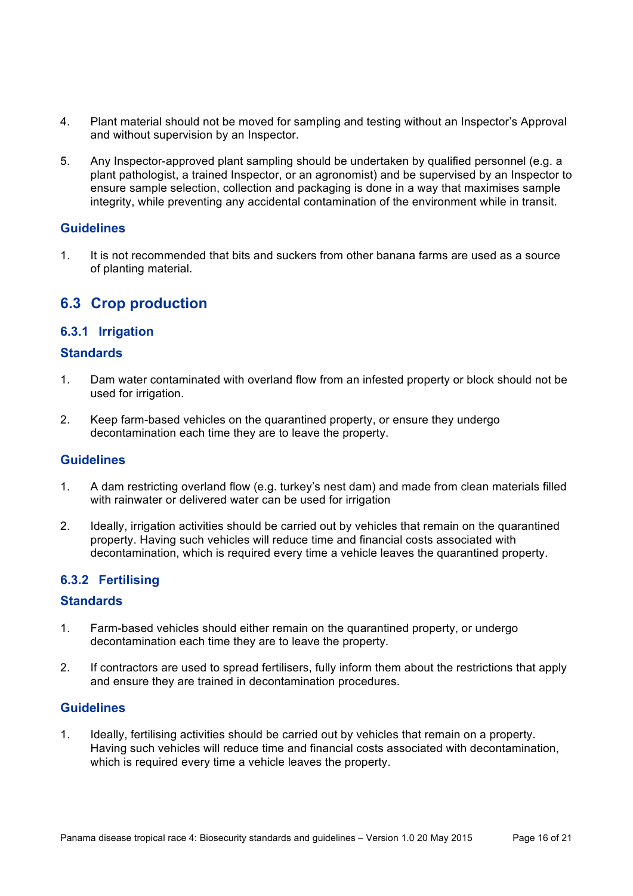4. Plant material should not be moved for sampling and testing without an Inspector's Approval and without supervision by an Inspector.

5. Any Inspector-approved plant sampling should be undertaken by qualified personnel (e.g. a plant pathologist, a trained Inspector, or an agronomist) and be supervised by an Inspector to ensure sample selection, collection and packaging is done in a way that maximises sample integrity, while preventing any accidental contamination of the environment while in transit.

### Guidelines

1. It is not recommended that bits and suckers from other banana farms are used as a source of planting material.

## 6.3 Crop production

### 6.3.1 Irrigation

### Standards

1. Dam water contaminated with overland flow from an infested property or block should not be used for irrigation.

2. Keep farm-based vehicles on the quarantined property, or ensure they undergo decontamination each time they are to leave the property.

### Guidelines

1. A dam restricting overland flow (e.g. turkey's nest dam) and made from clean materials filled with rainwater or delivered water can be used for irrigation

2. Ideally, irrigation activities should be carried out by vehicles that remain on the quarantined property. Having such vehicles will reduce time and financial costs associated with decontamination, which is required every time a vehicle leaves the quarantined property.

### 6.3.2 Fertilising

### Standards

1. Farm-based vehicles should either remain on the quarantined property, or undergo decontamination each time they are to leave the property.

2. If contractors are used to spread fertilisers, fully inform them about the restrictions that apply and ensure they are trained in decontamination procedures.

### Guidelines

1. Ideally, fertilising activities should be carried out by vehicles that remain on a property. Having such vehicles will reduce time and financial costs associated with decontamination, which is required every time a vehicle leaves the property.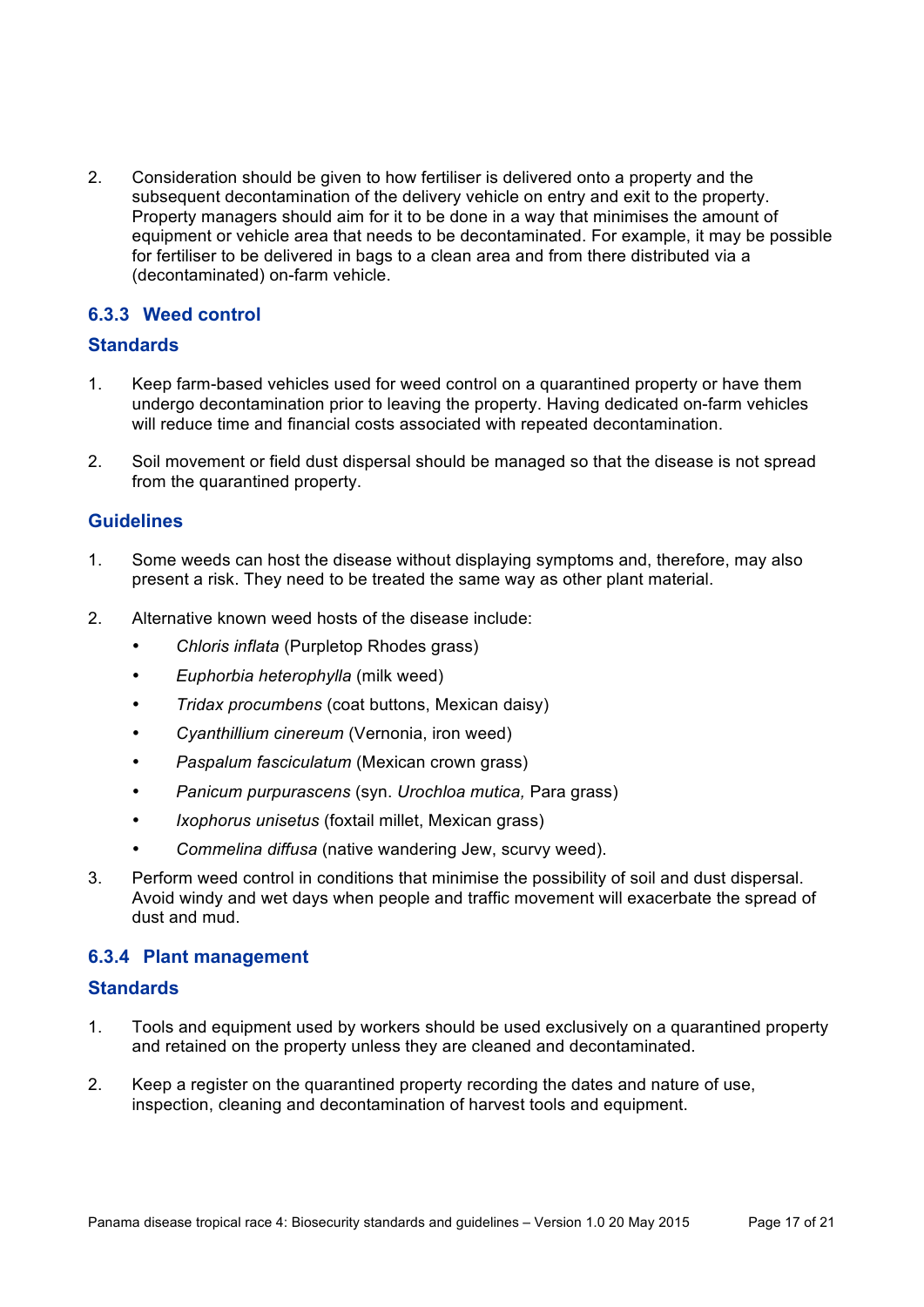2. Consideration should be given to how fertiliser is delivered onto a property and the subsequent decontamination of the delivery vehicle on entry and exit to the property. Property managers should aim for it to be done in a way that minimises the amount of equipment or vehicle area that needs to be decontaminated. For example, it may be possible for fertiliser to be delivered in bags to a clean area and from there distributed via a (decontaminated) on-farm vehicle.

### 6.3.3 Weed control

#### Standards

1. Keep farm-based vehicles used for weed control on a quarantined property or have them undergo decontamination prior to leaving the property. Having dedicated on-farm vehicles will reduce time and financial costs associated with repeated decontamination.

2. Soil movement or field dust dispersal should be managed so that the disease is not spread from the quarantined property.

#### Guidelines

1. Some weeds can host the disease without displaying symptoms and, therefore, may also present a risk. They need to be treated the same way as other plant material.

2. Alternative known weed hosts of the disease include:
    - *Chloris inflata* (Purpletop Rhodes grass)
    - *Euphorbia heterophylla* (milk weed)
    - *Tridax procumbens* (coat buttons, Mexican daisy)
    - *Cyanthillium cinereum* (Vernonia, iron weed)
    - *Paspalum fasciculatum* (Mexican crown grass)
    - *Panicum purpurascens* (syn. *Urochloa mutica,* Para grass)
    - *Ixophorus unisetus* (foxtail millet, Mexican grass)
    - *Commelina diffusa* (native wandering Jew, scurvy weed).

3. Perform weed control in conditions that minimise the possibility of soil and dust dispersal. Avoid windy and wet days when people and traffic movement will exacerbate the spread of dust and mud.

### 6.3.4 Plant management

#### Standards

1. Tools and equipment used by workers should be used exclusively on a quarantined property and retained on the property unless they are cleaned and decontaminated.

2. Keep a register on the quarantined property recording the dates and nature of use, inspection, cleaning and decontamination of harvest tools and equipment.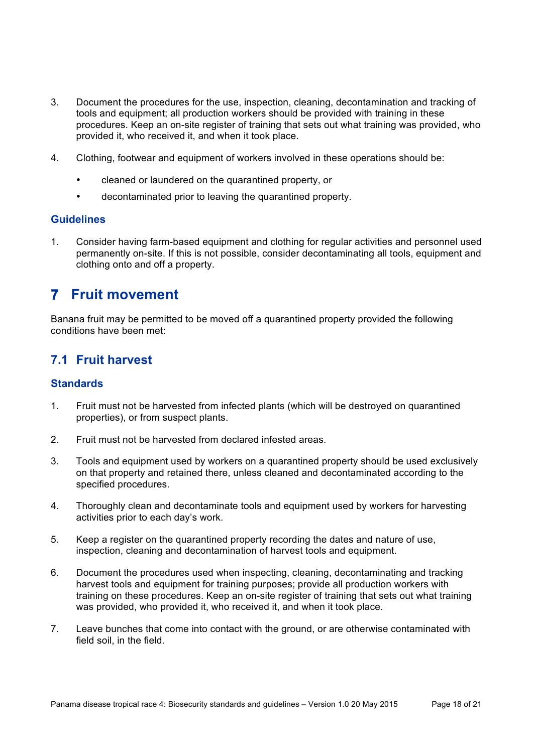3. Document the procedures for the use, inspection, cleaning, decontamination and tracking of tools and equipment; all production workers should be provided with training in these procedures. Keep an on-site register of training that sets out what training was provided, who provided it, who received it, and when it took place.

4. Clothing, footwear and equipment of workers involved in these operations should be:

   - cleaned or laundered on the quarantined property, or
   - decontaminated prior to leaving the quarantined property.

### Guidelines

1. Consider having farm-based equipment and clothing for regular activities and personnel used permanently on-site. If this is not possible, consider decontaminating all tools, equipment and clothing onto and off a property.

# 7 Fruit movement

Banana fruit may be permitted to be moved off a quarantined property provided the following conditions have been met:

## 7.1 Fruit harvest

### Standards

1. Fruit must not be harvested from infected plants (which will be destroyed on quarantined properties), or from suspect plants.

2. Fruit must not be harvested from declared infested areas.

3. Tools and equipment used by workers on a quarantined property should be used exclusively on that property and retained there, unless cleaned and decontaminated according to the specified procedures.

4. Thoroughly clean and decontaminate tools and equipment used by workers for harvesting activities prior to each day's work.

5. Keep a register on the quarantined property recording the dates and nature of use, inspection, cleaning and decontamination of harvest tools and equipment.

6. Document the procedures used when inspecting, cleaning, decontaminating and tracking harvest tools and equipment for training purposes; provide all production workers with training on these procedures. Keep an on-site register of training that sets out what training was provided, who provided it, who received it, and when it took place.

7. Leave bunches that come into contact with the ground, or are otherwise contaminated with field soil, in the field.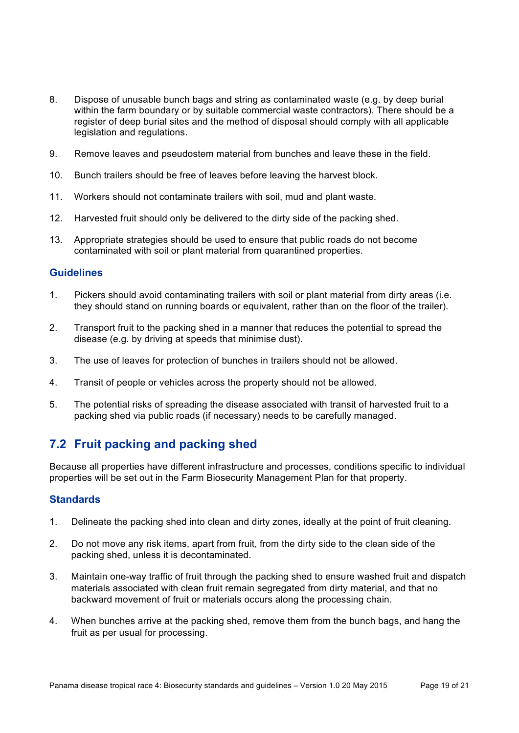8. Dispose of unusable bunch bags and string as contaminated waste (e.g. by deep burial within the farm boundary or by suitable commercial waste contractors). There should be a register of deep burial sites and the method of disposal should comply with all applicable legislation and regulations.

9. Remove leaves and pseudostem material from bunches and leave these in the field.

10. Bunch trailers should be free of leaves before leaving the harvest block.

11. Workers should not contaminate trailers with soil, mud and plant waste.

12. Harvested fruit should only be delivered to the dirty side of the packing shed.

13. Appropriate strategies should be used to ensure that public roads do not become contaminated with soil or plant material from quarantined properties.

### Guidelines

1. Pickers should avoid contaminating trailers with soil or plant material from dirty areas (i.e. they should stand on running boards or equivalent, rather than on the floor of the trailer).

2. Transport fruit to the packing shed in a manner that reduces the potential to spread the disease (e.g. by driving at speeds that minimise dust).

3. The use of leaves for protection of bunches in trailers should not be allowed.

4. Transit of people or vehicles across the property should not be allowed.

5. The potential risks of spreading the disease associated with transit of harvested fruit to a packing shed via public roads (if necessary) needs to be carefully managed.

## 7.2 Fruit packing and packing shed

Because all properties have different infrastructure and processes, conditions specific to individual properties will be set out in the Farm Biosecurity Management Plan for that property.

### Standards

1. Delineate the packing shed into clean and dirty zones, ideally at the point of fruit cleaning.

2. Do not move any risk items, apart from fruit, from the dirty side to the clean side of the packing shed, unless it is decontaminated.

3. Maintain one-way traffic of fruit through the packing shed to ensure washed fruit and dispatch materials associated with clean fruit remain segregated from dirty material, and that no backward movement of fruit or materials occurs along the processing chain.

4. When bunches arrive at the packing shed, remove them from the bunch bags, and hang the fruit as per usual for processing.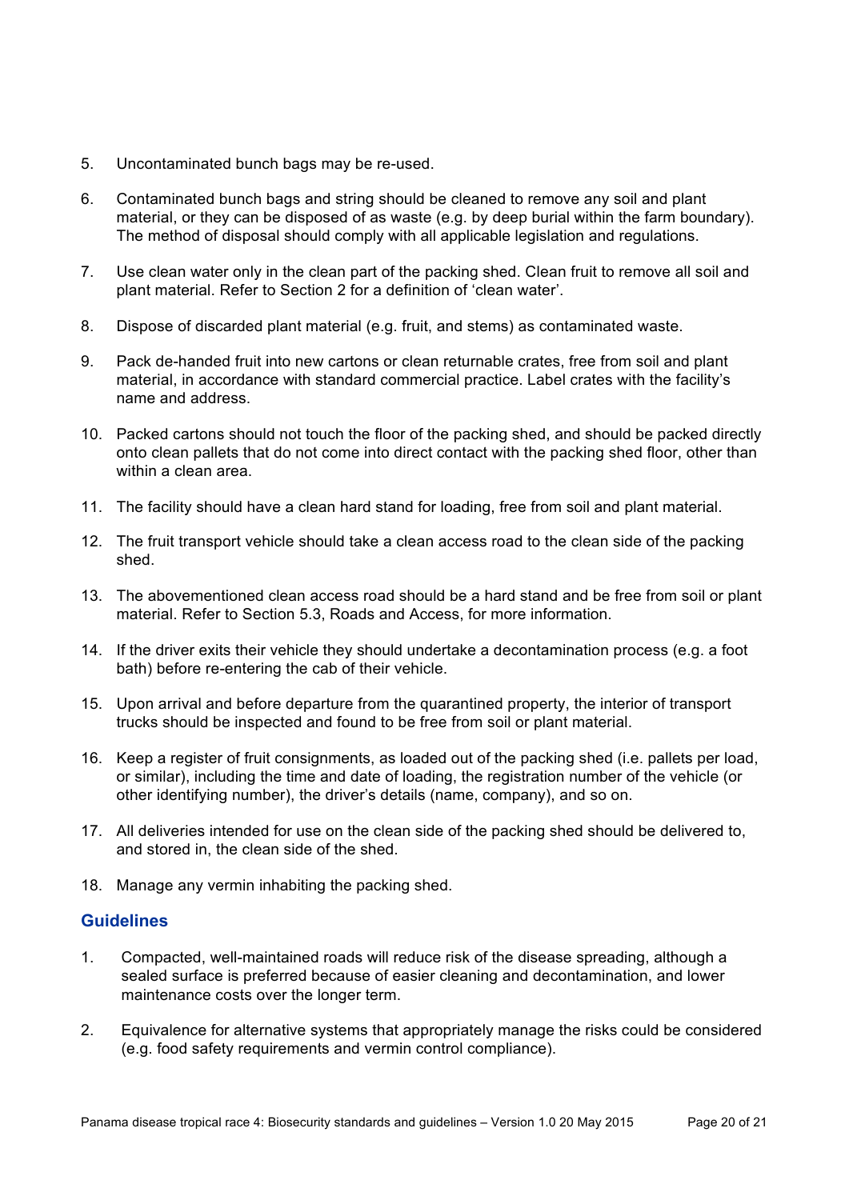5. Uncontaminated bunch bags may be re-used.

6. Contaminated bunch bags and string should be cleaned to remove any soil and plant material, or they can be disposed of as waste (e.g. by deep burial within the farm boundary). The method of disposal should comply with all applicable legislation and regulations.

7. Use clean water only in the clean part of the packing shed. Clean fruit to remove all soil and plant material. Refer to Section 2 for a definition of 'clean water'.

8. Dispose of discarded plant material (e.g. fruit, and stems) as contaminated waste.

9. Pack de-handed fruit into new cartons or clean returnable crates, free from soil and plant material, in accordance with standard commercial practice. Label crates with the facility's name and address.

10. Packed cartons should not touch the floor of the packing shed, and should be packed directly onto clean pallets that do not come into direct contact with the packing shed floor, other than within a clean area.

11. The facility should have a clean hard stand for loading, free from soil and plant material.

12. The fruit transport vehicle should take a clean access road to the clean side of the packing shed.

13. The abovementioned clean access road should be a hard stand and be free from soil or plant material. Refer to Section 5.3, Roads and Access, for more information.

14. If the driver exits their vehicle they should undertake a decontamination process (e.g. a foot bath) before re-entering the cab of their vehicle.

15. Upon arrival and before departure from the quarantined property, the interior of transport trucks should be inspected and found to be free from soil or plant material.

16. Keep a register of fruit consignments, as loaded out of the packing shed (i.e. pallets per load, or similar), including the time and date of loading, the registration number of the vehicle (or other identifying number), the driver's details (name, company), and so on.

17. All deliveries intended for use on the clean side of the packing shed should be delivered to, and stored in, the clean side of the shed.

18. Manage any vermin inhabiting the packing shed.

### Guidelines

1. Compacted, well-maintained roads will reduce risk of the disease spreading, although a sealed surface is preferred because of easier cleaning and decontamination, and lower maintenance costs over the longer term.

2. Equivalence for alternative systems that appropriately manage the risks could be considered (e.g. food safety requirements and vermin control compliance).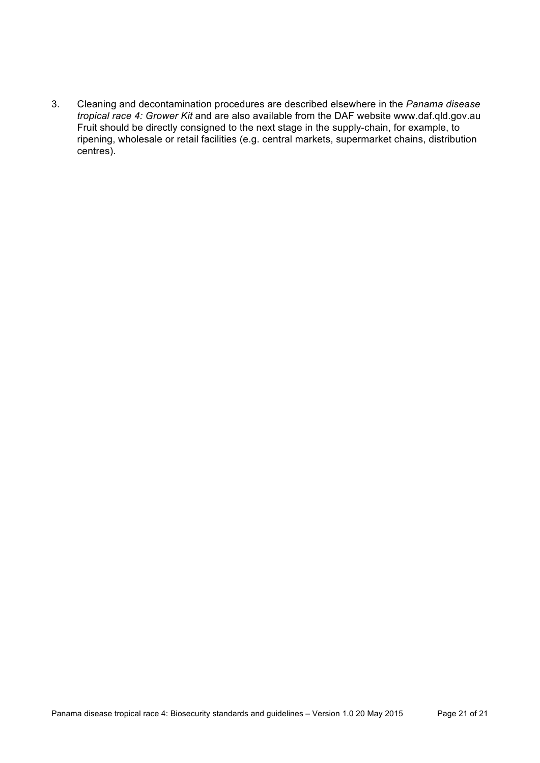3. Cleaning and decontamination procedures are described elsewhere in the *Panama disease tropical race 4: Grower Kit* and are also available from the DAF website www.daf.qld.gov.au Fruit should be directly consigned to the next stage in the supply-chain, for example, to ripening, wholesale or retail facilities (e.g. central markets, supermarket chains, distribution centres).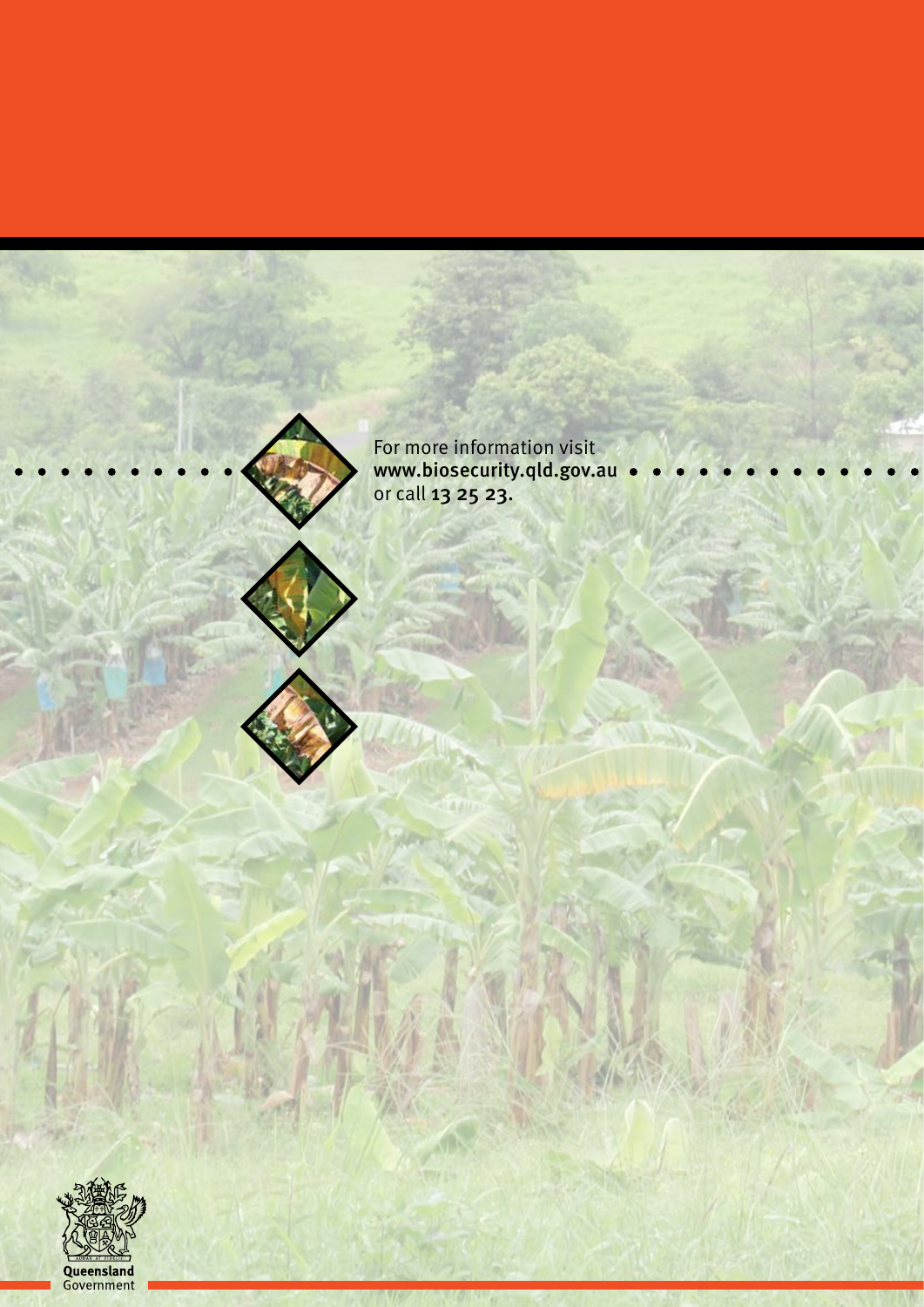For more information visit
**www.biosecurity.qld.gov.au**
or call **13 25 23.**

**Queensland** Government